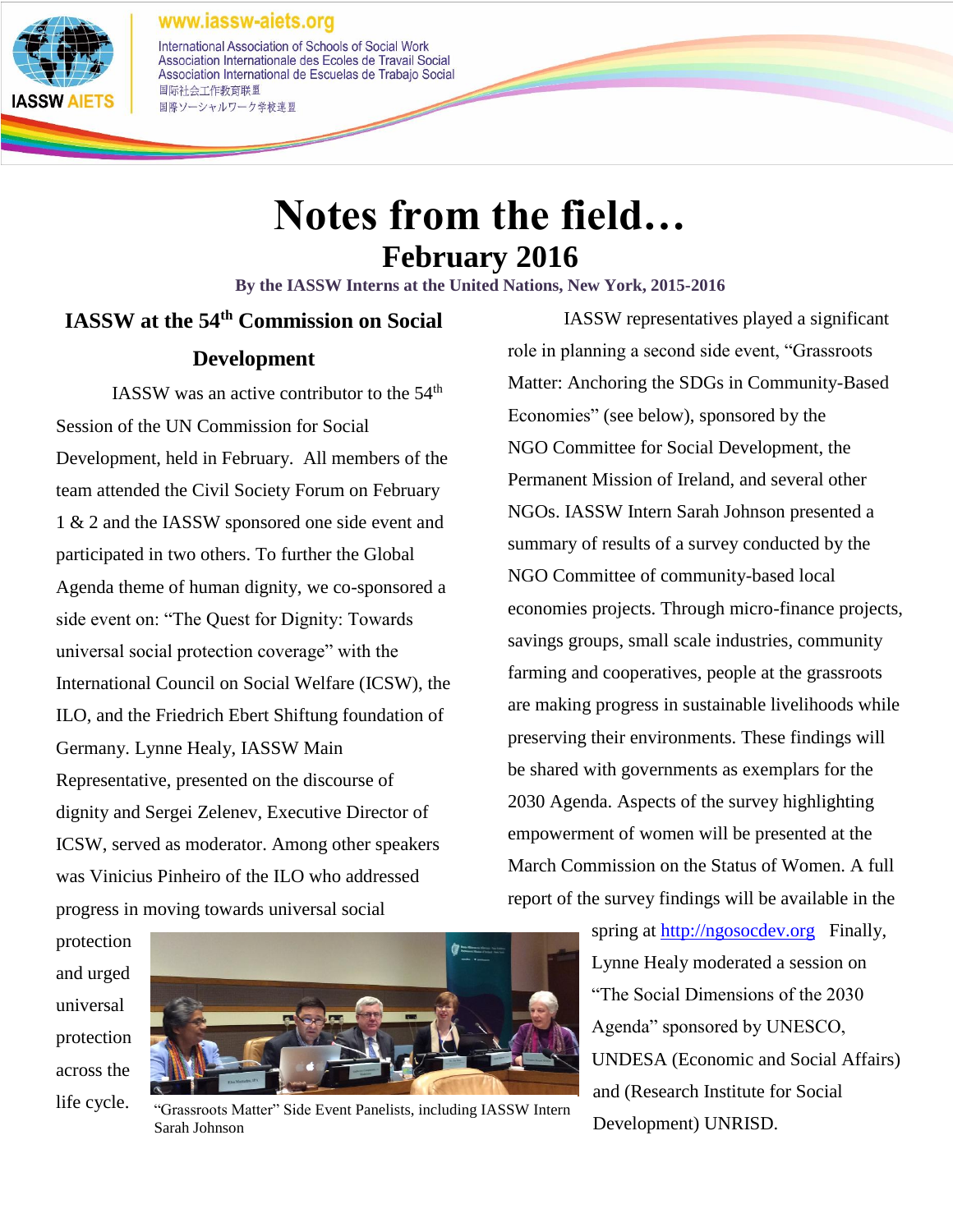# Notes from the field…

## February 2016

**By the IASSW Interns at the United Nations, New York, 2015-2016**

### IASSW at the 54th Commission on Social Development

IASSW was an active contributor to the 54th Session of the UN Commission for Social Development, held in February. All members of the team attended the Civil Society Forum on February 1 & 2 and the IASSW sponsored one side event and participated in two others. To further the Global Agenda theme of human dignity, we co-sponsored a side event on: "The Quest for Dignity: Towards universal social protection coverage" with the International Council on Social Welfare (ICSW), the ILO, and the Friedrich Ebert Shiftung foundation of Germany. Lynne Healy, IASSW Main Representative, presented on the discourse of dignity and Sergei Zelenev, Executive Director of ICSW, served as moderator. Among other speakers was Vinicius Pinheiro of the ILO who addressed progress in moving towards universal social protection and urged universal protection across the life cycle.

"Grassroots Matter" Side Event Panelists, including IASSW Intern Sarah Johnson

IASSW representatives played a significant role in planning a second side event, "Grassroots Matter: Anchoring the SDGs in Community-Based Economies" (see below), sponsored by the NGO Committee for Social Development, the Permanent Mission of Ireland, and several other NGOs. IASSW Intern Sarah Johnson presented a summary of results of a survey conducted by the NGO Committee of community-based local economies projects. Through micro-finance projects, savings groups, small scale industries, community farming and cooperatives, people at the grassroots are making progress in sustainable livelihoods while preserving their environments. These findings will be shared with governments as exemplars for the 2030 Agenda. Aspects of the survey highlighting empowerment of women will be presented at the March Commission on the Status of Women. A full report of the survey findings will be available in the spring at http://ngosocdev.org Finally, Lynne Healy moderated a session on "The Social Dimensions of the 2030 Agenda" sponsored by UNESCO, UNDESA (Economic and Social Affairs) and (Research Institute for Social Development) UNRISD.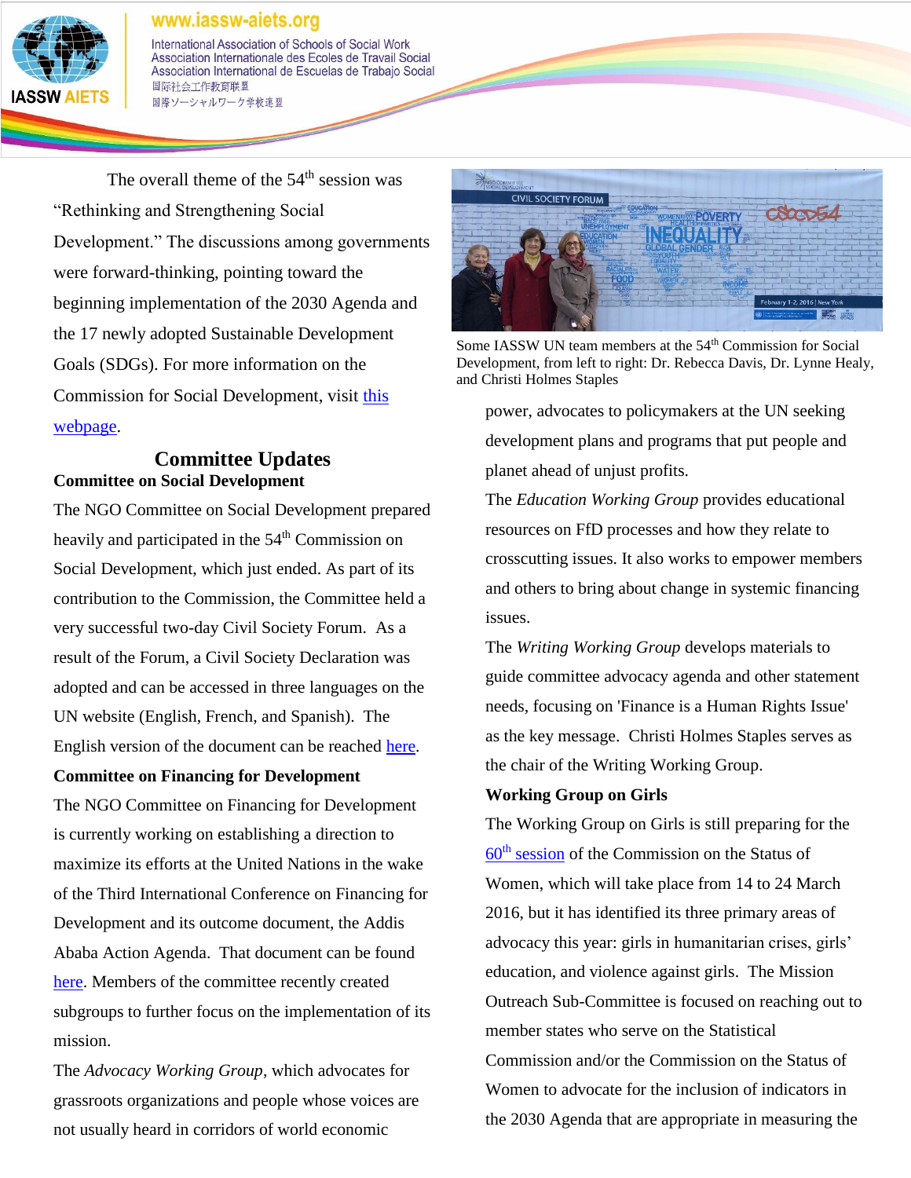The overall theme of the 54th session was "Rethinking and Strengthening Social Development." The discussions among governments were forward-thinking, pointing toward the beginning implementation of the 2030 Agenda and the 17 newly adopted Sustainable Development Goals (SDGs). For more information on the Commission for Social Development, visit this webpage.

Some IASSW UN team members at the 54th Commission for Social Development, from left to right: Dr. Rebecca Davis, Dr. Lynne Healy, and Christi Holmes Staples

## Committee Updates

### Committee on Social Development

The NGO Committee on Social Development prepared heavily and participated in the 54th Commission on Social Development, which just ended. As part of its contribution to the Commission, the Committee held a very successful two-day Civil Society Forum. As a result of the Forum, a Civil Society Declaration was adopted and can be accessed in three languages on the UN website (English, French, and Spanish). The English version of the document can be reached here.

### Committee on Financing for Development

The NGO Committee on Financing for Development is currently working on establishing a direction to maximize its efforts at the United Nations in the wake of the Third International Conference on Financing for Development and its outcome document, the Addis Ababa Action Agenda. That document can be found here. Members of the committee recently created subgroups to further focus on the implementation of its mission.

The *Advocacy Working Group*, which advocates for grassroots organizations and people whose voices are not usually heard in corridors of world economic power, advocates to policymakers at the UN seeking development plans and programs that put people and planet ahead of unjust profits.

The *Education Working Group* provides educational resources on FfD processes and how they relate to crosscutting issues. It also works to empower members and others to bring about change in systemic financing issues.

The *Writing Working Group* develops materials to guide committee advocacy agenda and other statement needs, focusing on 'Finance is a Human Rights Issue' as the key message. Christi Holmes Staples serves as the chair of the Writing Working Group.

### Working Group on Girls

The Working Group on Girls is still preparing for the 60th session of the Commission on the Status of Women, which will take place from 14 to 24 March 2016, but it has identified its three primary areas of advocacy this year: girls in humanitarian crises, girls' education, and violence against girls. The Mission Outreach Sub-Committee is focused on reaching out to member states who serve on the Statistical Commission and/or the Commission on the Status of Women to advocate for the inclusion of indicators in the 2030 Agenda that are appropriate in measuring the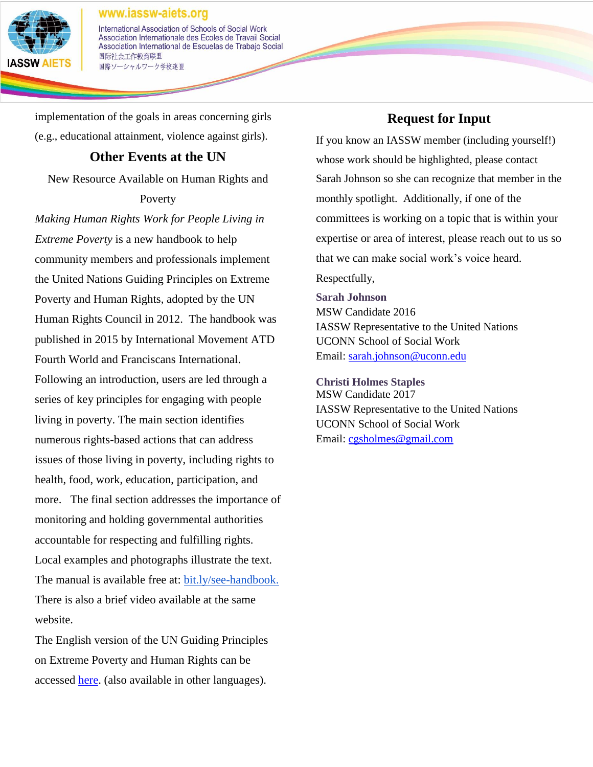implementation of the goals in areas concerning girls (e.g., educational attainment, violence against girls).

## Other Events at the UN

New Resource Available on Human Rights and Poverty

*Making Human Rights Work for People Living in Extreme Poverty* is a new handbook to help community members and professionals implement the United Nations Guiding Principles on Extreme Poverty and Human Rights, adopted by the UN Human Rights Council in 2012. The handbook was published in 2015 by International Movement ATD Fourth World and Franciscans International. Following an introduction, users are led through a series of key principles for engaging with people living in poverty. The main section identifies numerous rights-based actions that can address issues of those living in poverty, including rights to health, food, work, education, participation, and more. The final section addresses the importance of monitoring and holding governmental authorities accountable for respecting and fulfilling rights. Local examples and photographs illustrate the text. The manual is available free at: bit.ly/see-handbook. There is also a brief video available at the same website.

The English version of the UN Guiding Principles on Extreme Poverty and Human Rights can be accessed here. (also available in other languages).

## Request for Input

If you know an IASSW member (including yourself!) whose work should be highlighted, please contact Sarah Johnson so she can recognize that member in the monthly spotlight. Additionally, if one of the committees is working on a topic that is within your expertise or area of interest, please reach out to us so that we can make social work's voice heard.

Respectfully,

**Sarah Johnson**
MSW Candidate 2016
IASSW Representative to the United Nations
UCONN School of Social Work
Email: sarah.johnson@uconn.edu

**Christi Holmes Staples**
MSW Candidate 2017
IASSW Representative to the United Nations
UCONN School of Social Work
Email: cgsholmes@gmail.com